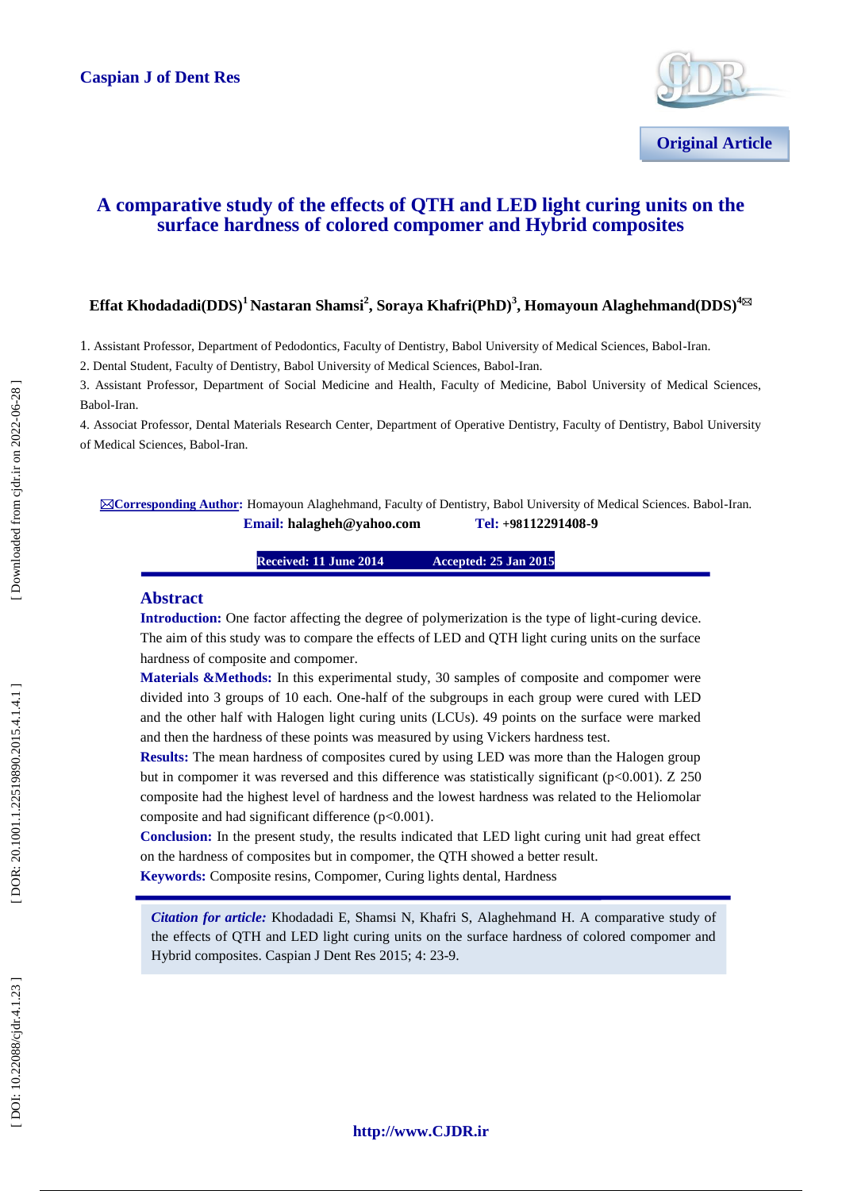Caspian J of Dent Res

Original Article

# A comparative study of the effects of QTH and LED light curing units on the surface hardness of colored compomer and Hybrid composites

**Effat Khodadadi(DDS)[1] Nastaran Shamsi[2], Soraya Khafri(PhD)[3], Homayoun Alaghehmand(DDS)[4]✉**

1. Assistant Professor, Department of Pedodontics, Faculty of Dentistry, Babol University of Medical Sciences, Babol-Iran.

2. Dental Student, Faculty of Dentistry, Babol University of Medical Sciences, Babol-Iran.

3. Assistant Professor, Department of Social Medicine and Health, Faculty of Medicine, Babol University of Medical Sciences, Babol-Iran.

4. Associat Professor, Dental Materials Research Center, Department of Operative Dentistry, Faculty of Dentistry, Babol University of Medical Sciences, Babol-Iran.

✉**Corresponding Author:** Homayoun Alaghehmand, Faculty of Dentistry, Babol University of Medical Sciences. Babol-Iran.
**Email: halagheh@yahoo.com** **Tel: +98112291408-9**

**Received: 11 June 2014** **Accepted: 25 Jan 2015**

## Abstract

**Introduction:** One factor affecting the degree of polymerization is the type of light-curing device. The aim of this study was to compare the effects of LED and QTH light curing units on the surface hardness of composite and compomer.

**Materials &Methods:** In this experimental study, 30 samples of composite and compomer were divided into 3 groups of 10 each. One-half of the subgroups in each group were cured with LED and the other half with Halogen light curing units (LCUs). 49 points on the surface were marked and then the hardness of these points was measured by using Vickers hardness test.

**Results:** The mean hardness of composites cured by using LED was more than the Halogen group but in compomer it was reversed and this difference was statistically significant ($p<0.001$). Z 250 composite had the highest level of hardness and the lowest hardness was related to the Heliomolar composite and had significant difference ($p<0.001$).

**Conclusion:** In the present study, the results indicated that LED light curing unit had great effect on the hardness of composites but in compomer, the QTH showed a better result.

**Keywords:** Composite resins, Compomer, Curing lights dental, Hardness

*Citation for article:* Khodadadi E, Shamsi N, Khafri S, Alaghehmand H. A comparative study of the effects of QTH and LED light curing units on the surface hardness of colored compomer and Hybrid composites. Caspian J Dent Res 2015; 4: 23-9.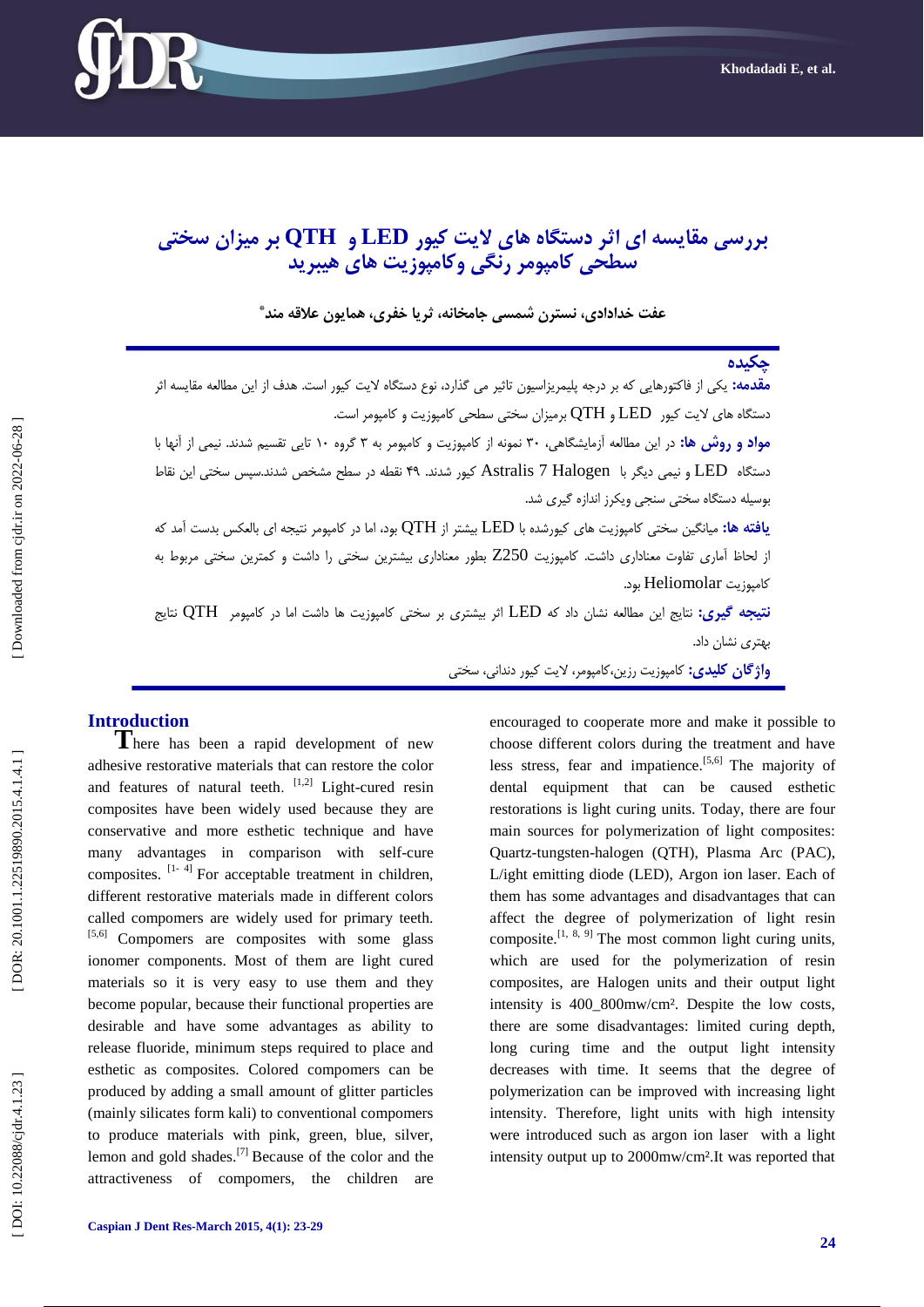# بررسی مقایسه ای اثر دستگاه های لایت کیور LED و QTH بر میزان سختی سطحی کامپومر رنگی وکامپوزیت های هیبرید

**عفت خدادادی، نسترن شمسی جامخانه، ثریا خفری، همایون علاقه مند[*]**

## چکیده

**مقدمه:** یکی از فاکتورهایی که بر درجه پلیمریزاسیون تاثیر می گذارد، نوع دستگاه لایت کیور است. هدف از این مطالعه مقایسه اثر دستگاه های لایت کیور LED و QTH برمیزان سختی سطحی کامپوزیت و کامپومر است.

**مواد و روش ها:** در این مطالعه آزمایشگاهی، ۳۰ نمونه از کامپوزیت و کامپومر به ۳ گروه ۱۰ تایی تقسیم شدند. نیمی از آنها با دستگاه LED و نیمی دیگر با Astralis 7 Halogen کیور شدند. ۴۹ نقطه در سطح مشخص شدند.سپس سختی این نقاط بوسیله دستگاه سختی سنجی ویکرز اندازه گیری شد.

**یافته ها:** میانگین سختی کامپوزیت های کیورشده با LED بیشتر از QTH بود، اما در کامپومر نتیجه ای بالعکس بدست آمد که از لحاظ آماری تفاوت معناداری داشت. کامپوزیت Z250 بطور معناداری بیشترین سختی را داشت و کمترین سختی مربوط به کامپوزیت Heliomolar بود.

**نتیجه گیری:** نتایج این مطالعه نشان داد که LED اثر بیشتری بر سختی کامپوزیت ها داشت اما در کامپومر QTH نتایج بهتری نشان داد.

**واژگان کلیدی:** کامپوزیت رزین،کامپومر، لایت کیور دندانی، سختی

## Introduction

There has been a rapid development of new adhesive restorative materials that can restore the color and features of natural teeth. [1,2] Light-cured resin composites have been widely used because they are conservative and more esthetic technique and have many advantages in comparison with self-cure composites. [1- 4] For acceptable treatment in children, different restorative materials made in different colors called compomers are widely used for primary teeth. [5,6] Compomers are composites with some glass ionomer components. Most of them are light cured materials so it is very easy to use them and they become popular, because their functional properties are desirable and have some advantages as ability to release fluoride, minimum steps required to place and esthetic as composites. Colored compomers can be produced by adding a small amount of glitter particles (mainly silicates form kali) to conventional compomers to produce materials with pink, green, blue, silver, lemon and gold shades.[7] Because of the color and the attractiveness of compomers, the children are encouraged to cooperate more and make it possible to choose different colors during the treatment and have less stress, fear and impatience.[5,6] The majority of dental equipment that can be caused esthetic restorations is light curing units. Today, there are four main sources for polymerization of light composites: Quartz-tungsten-halogen (QTH), Plasma Arc (PAC), L/ight emitting diode (LED), Argon ion laser. Each of them has some advantages and disadvantages that can affect the degree of polymerization of light resin composite.[1, 8, 9] The most common light curing units, which are used for the polymerization of resin composites, are Halogen units and their output light intensity is 400_800mw/cm². Despite the low costs, there are some disadvantages: limited curing depth, long curing time and the output light intensity decreases with time. It seems that the degree of polymerization can be improved with increasing light intensity. Therefore, light units with high intensity were introduced such as argon ion laser with a light intensity output up to 2000mw/cm².It was reported that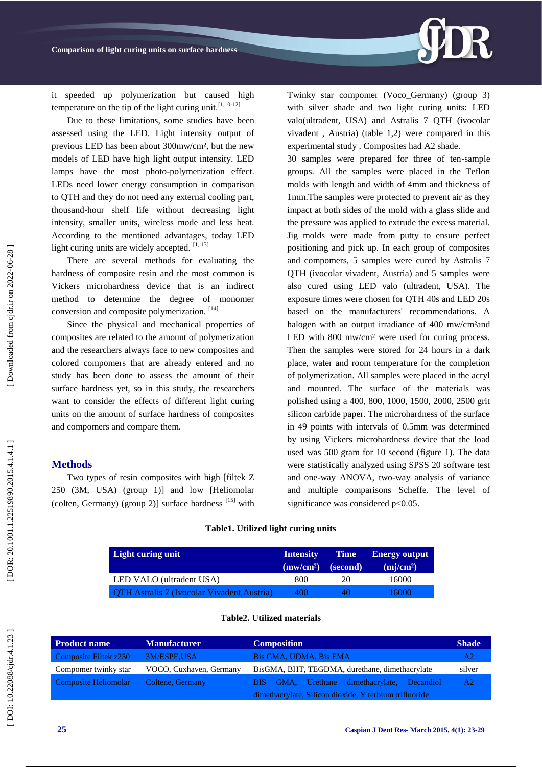it speeded up polymerization but caused high temperature on the tip of the light curing unit.[1,10-12]

Due to these limitations, some studies have been assessed using the LED. Light intensity output of previous LED has been about 300mw/cm², but the new models of LED have high light output intensity. LED lamps have the most photo-polymerization effect. LEDs need lower energy consumption in comparison to QTH and they do not need any external cooling part, thousand-hour shelf life without decreasing light intensity, smaller units, wireless mode and less heat. According to the mentioned advantages, today LED light curing units are widely accepted. [1, 13]

There are several methods for evaluating the hardness of composite resin and the most common is Vickers microhardness device that is an indirect method to determine the degree of monomer conversion and composite polymerization. [14]

Since the physical and mechanical properties of composites are related to the amount of polymerization and the researchers always face to new composites and colored compomers that are already entered and no study has been done to assess the amount of their surface hardness yet, so in this study, the researchers want to consider the effects of different light curing units on the amount of surface hardness of composites and compomers and compare them.

## Methods

Two types of resin composites with high [filtek Z 250 (3M, USA) (group 1)] and low [Heliomolar (colten, Germany) (group 2)] surface hardness [15] with Twinky star compomer (Voco_Germany) (group 3) with silver shade and two light curing units: LED valo(ultradent, USA) and Astralis 7 QTH (ivocolar vivadent , Austria) (table 1,2) were compared in this experimental study . Composites had A2 shade.

30 samples were prepared for three of ten-sample groups. All the samples were placed in the Teflon molds with length and width of 4mm and thickness of 1mm.The samples were protected to prevent air as they impact at both sides of the mold with a glass slide and the pressure was applied to extrude the excess material. Jig molds were made from putty to ensure perfect positioning and pick up. In each group of composites and compomers, 5 samples were cured by Astralis 7 QTH (ivocolar vivadent, Austria) and 5 samples were also cured using LED valo (ultradent, USA). The exposure times were chosen for QTH 40s and LED 20s based on the manufacturers' recommendations. A halogen with an output irradiance of 400 mw/cm²and LED with 800 mw/cm² were used for curing process. Then the samples were stored for 24 hours in a dark place, water and room temperature for the completion of polymerization. All samples were placed in the acryl and mounted. The surface of the materials was polished using a 400, 800, 1000, 1500, 2000, 2500 grit silicon carbide paper. The microhardness of the surface in 49 points with intervals of 0.5mm was determined by using Vickers microhardness device that the load used was 500 gram for 10 second (figure 1). The data were statistically analyzed using SPSS 20 software test and one-way ANOVA, two-way analysis of variance and multiple comparisons Scheffe. The level of significance was considered p<0.05.

**Table1. Utilized light curing units**

| Light curing unit | Intensity (mw/cm²) | Time (second) | Energy output (mj/cm²) |
|---|---|---|---|
| LED VALO (ultradent USA) | 800 | 20 | 16000 |
| QTH Astralis 7 (Ivocolar Vivadent,Austria) | 400 | 40 | 16000 |

**Table2. Utilized materials**

| Product name | Manufacturer | Composition | Shade |
|---|---|---|---|
| Composite Filtek z250 | 3M/ESPE,USA | Bis GMA, UDMA, Bis EMA | A2 |
| Compomer twinky star | VOCO, Cuxhaven, Germany | BisGMA, BHT, TEGDMA, durethane, dimethacrylate | silver |
| Composite Heliomolar | Coltene, Germany | BIS GMA, Urethane dimethacrylate, Decandiol dimethacrylate, Silicon dioxide, Y terbium trifluoride | A2 |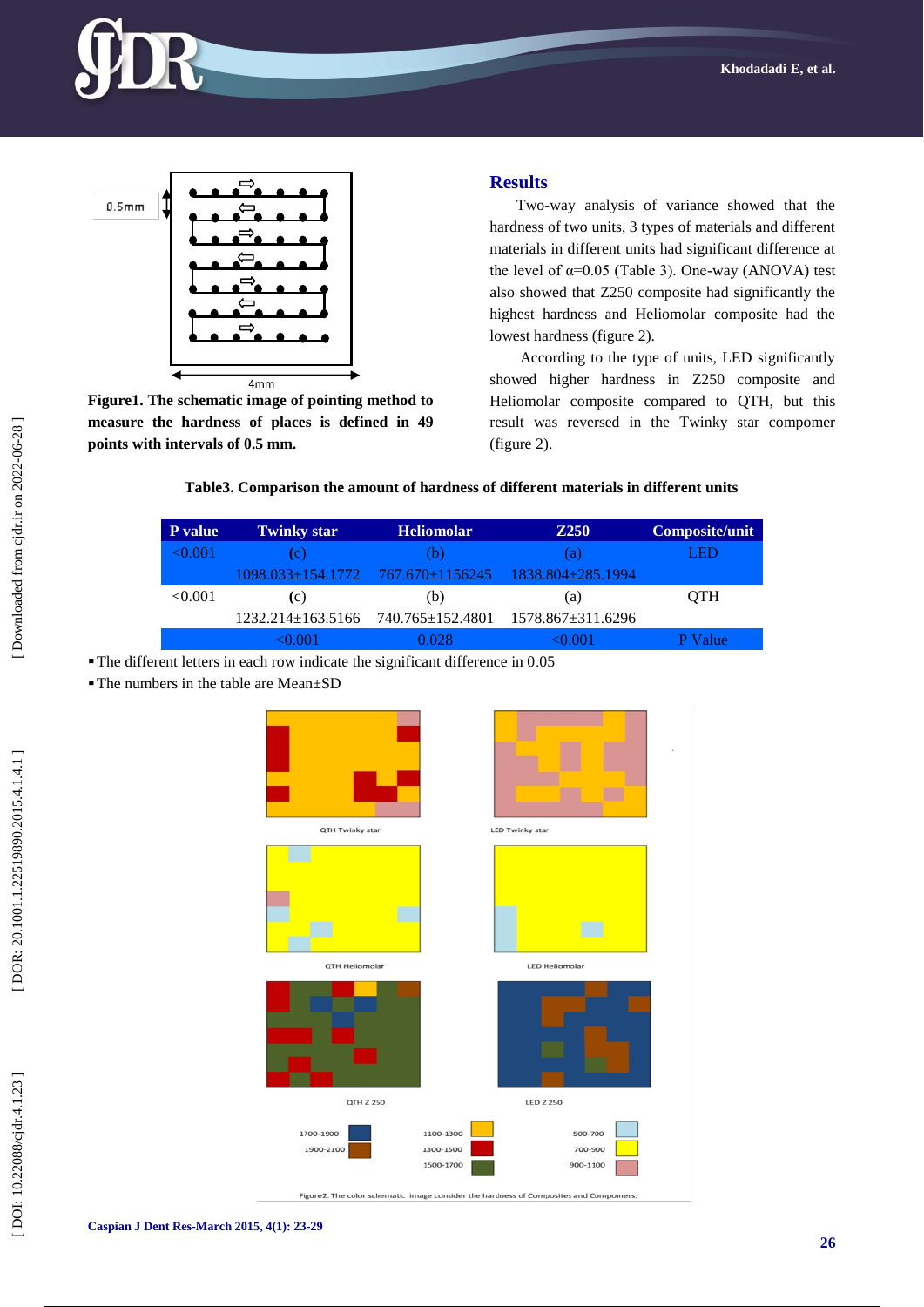Figure1. The schematic image of pointing method to measure the hardness of places is defined in 49 points with intervals of 0.5 mm.

## Results

Two-way analysis of variance showed that the hardness of two units, 3 types of materials and different materials in different units had significant difference at the level of α=0.05 (Table 3). One-way (ANOVA) test also showed that Z250 composite had significantly the highest hardness and Heliomolar composite had the lowest hardness (figure 2).

According to the type of units, LED significantly showed higher hardness in Z250 composite and Heliomolar composite compared to QTH, but this result was reversed in the Twinky star compomer (figure 2).

**Table3. Comparison the amount of hardness of different materials in different units**

| P value | Twinky star | Heliomolar | Z250 | Composite/unit |
|---|---|---|---|---|
| <0.001 | (c) 1098.033±154.1772 | (b) 767.670±1156245 | (a) 1838.804±285.1994 | LED |
| <0.001 | (c) 1232.214±163.5166 | (b) 740.765±152.4801 | (a) 1578.867±311.6296 | QTH |
| | <0.001 | 0.028 | <0.001 | P Value |

- The different letters in each row indicate the significant difference in 0.05
- The numbers in the table are Mean±SD

Figure2. The color schematic image consider the hardness of Composites and Compomers.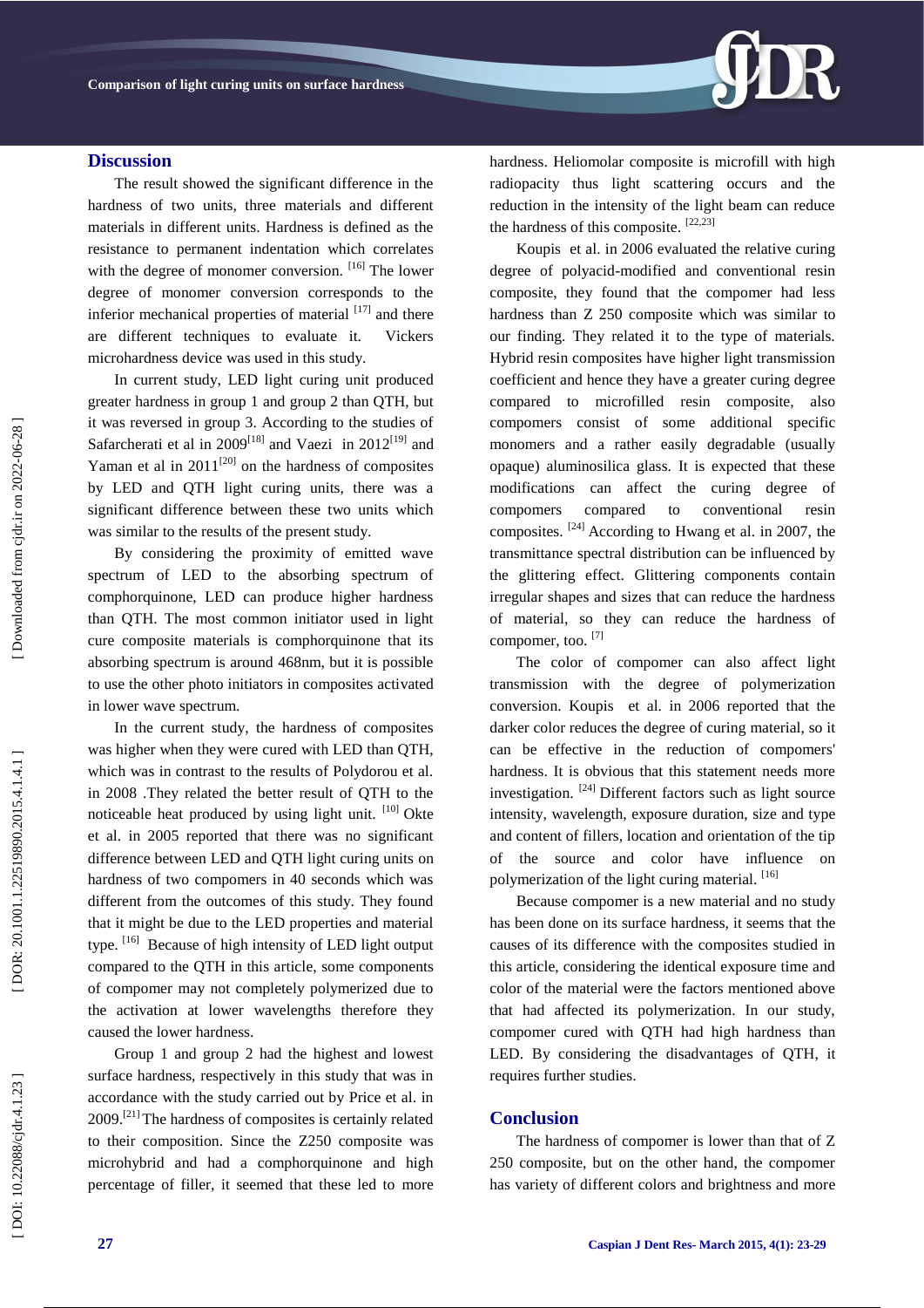## Discussion

The result showed the significant difference in the hardness of two units, three materials and different materials in different units. Hardness is defined as the resistance to permanent indentation which correlates with the degree of monomer conversion. [16] The lower degree of monomer conversion corresponds to the inferior mechanical properties of material [17] and there are different techniques to evaluate it. Vickers microhardness device was used in this study.

In current study, LED light curing unit produced greater hardness in group 1 and group 2 than QTH, but it was reversed in group 3. According to the studies of Safarcherati et al in 2009[18] and Vaezi in 2012[19] and Yaman et al in 2011[20] on the hardness of composites by LED and QTH light curing units, there was a significant difference between these two units which was similar to the results of the present study.

By considering the proximity of emitted wave spectrum of LED to the absorbing spectrum of comphorquinone, LED can produce higher hardness than QTH. The most common initiator used in light cure composite materials is comphorquinone that its absorbing spectrum is around 468nm, but it is possible to use the other photo initiators in composites activated in lower wave spectrum.

In the current study, the hardness of composites was higher when they were cured with LED than QTH, which was in contrast to the results of Polydorou et al. in 2008 .They related the better result of QTH to the noticeable heat produced by using light unit. [10] Okte et al. in 2005 reported that there was no significant difference between LED and QTH light curing units on hardness of two compomers in 40 seconds which was different from the outcomes of this study. They found that it might be due to the LED properties and material type. [16] Because of high intensity of LED light output compared to the QTH in this article, some components of compomer may not completely polymerized due to the activation at lower wavelengths therefore they caused the lower hardness.

Group 1 and group 2 had the highest and lowest surface hardness, respectively in this study that was in accordance with the study carried out by Price et al. in 2009.[21] The hardness of composites is certainly related to their composition. Since the Z250 composite was microhybrid and had a comphorquinone and high percentage of filler, it seemed that these led to more hardness. Heliomolar composite is microfill with high radiopacity thus light scattering occurs and the reduction in the intensity of the light beam can reduce the hardness of this composite. [22,23]

Koupis et al. in 2006 evaluated the relative curing degree of polyacid-modified and conventional resin composite, they found that the compomer had less hardness than Z 250 composite which was similar to our finding. They related it to the type of materials. Hybrid resin composites have higher light transmission coefficient and hence they have a greater curing degree compared to microfilled resin composite, also compomers consist of some additional specific monomers and a rather easily degradable (usually opaque) aluminosilica glass. It is expected that these modifications can affect the curing degree of compomers compared to conventional resin composites. [24] According to Hwang et al. in 2007, the transmittance spectral distribution can be influenced by the glittering effect. Glittering components contain irregular shapes and sizes that can reduce the hardness of material, so they can reduce the hardness of compomer, too. [7]

The color of compomer can also affect light transmission with the degree of polymerization conversion. Koupis et al. in 2006 reported that the darker color reduces the degree of curing material, so it can be effective in the reduction of compomers' hardness. It is obvious that this statement needs more investigation. [24] Different factors such as light source intensity, wavelength, exposure duration, size and type and content of fillers, location and orientation of the tip of the source and color have influence on polymerization of the light curing material. [16]

Because compomer is a new material and no study has been done on its surface hardness, it seems that the causes of its difference with the composites studied in this article, considering the identical exposure time and color of the material were the factors mentioned above that had affected its polymerization. In our study, compomer cured with QTH had high hardness than LED. By considering the disadvantages of QTH, it requires further studies.

## Conclusion

The hardness of compomer is lower than that of Z 250 composite, but on the other hand, the compomer has variety of different colors and brightness and more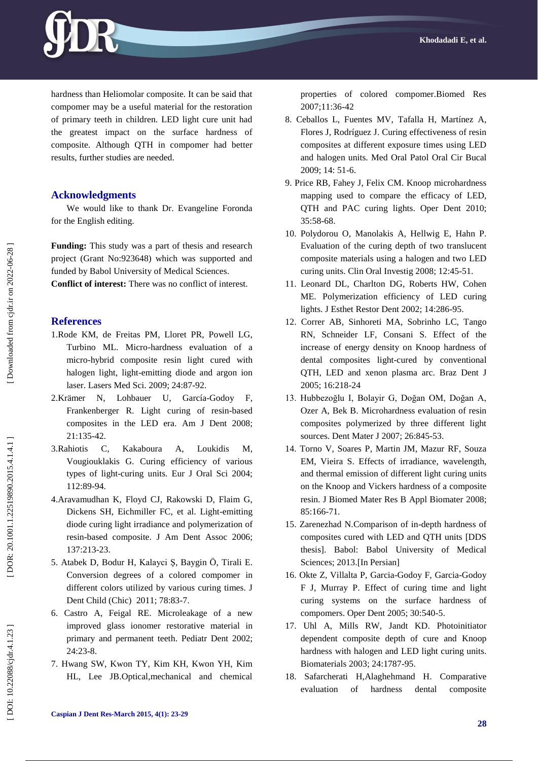hardness than Heliomolar composite. It can be said that compomer may be a useful material for the restoration of primary teeth in children. LED light cure unit had the greatest impact on the surface hardness of composite. Although QTH in compomer had better results, further studies are needed.

## Acknowledgments

We would like to thank Dr. Evangeline Foronda for the English editing.

**Funding:** This study was a part of thesis and research project (Grant No:923648) which was supported and funded by Babol University of Medical Sciences.

**Conflict of interest:** There was no conflict of interest.

## References

1. Rode KM, de Freitas PM, Lloret PR, Powell LG, Turbino ML. Micro-hardness evaluation of a micro-hybrid composite resin light cured with halogen light, light-emitting diode and argon ion laser. Lasers Med Sci. 2009; 24:87-92.
2. Krämer N, Lohbauer U, García-Godoy F, Frankenberger R. Light curing of resin-based composites in the LED era. Am J Dent 2008; 21:135-42.
3. Rahiotis C, Kakaboura A, Loukidis M, Vougiouklakis G. Curing efficiency of various types of light-curing units. Eur J Oral Sci 2004; 112:89-94.
4. Aravamudhan K, Floyd CJ, Rakowski D, Flaim G, Dickens SH, Eichmiller FC, et al. Light-emitting diode curing light irradiance and polymerization of resin-based composite. J Am Dent Assoc 2006; 137:213-23.
5. Atabek D, Bodur H, Kalayci Ş, Baygin Ö, Tirali E. Conversion degrees of a colored compomer in different colors utilized by various curing times. J Dent Child (Chic) 2011; 78:83-7.
6. Castro A, Feigal RE. Microleakage of a new improved glass ionomer restorative material in primary and permanent teeth. Pediatr Dent 2002; 24:23-8.
7. Hwang SW, Kwon TY, Kim KH, Kwon YH, Kim HL, Lee JB.Optical,mechanical and chemical properties of colored compomer.Biomed Res 2007;11:36-42
8. Ceballos L, Fuentes MV, Tafalla H, Martínez A, Flores J, Rodríguez J. Curing effectiveness of resin composites at different exposure times using LED and halogen units. Med Oral Patol Oral Cir Bucal 2009; 14: 51-6.
9. Price RB, Fahey J, Felix CM. Knoop microhardness mapping used to compare the efficacy of LED, QTH and PAC curing lights. Oper Dent 2010; 35:58-68.
10. Polydorou O, Manolakis A, Hellwig E, Hahn P. Evaluation of the curing depth of two translucent composite materials using a halogen and two LED curing units. Clin Oral Investig 2008; 12:45-51.
11. Leonard DL, Charlton DG, Roberts HW, Cohen ME. Polymerization efficiency of LED curing lights. J Esthet Restor Dent 2002; 14:286-95.
12. Correr AB, Sinhoreti MA, Sobrinho LC, Tango RN, Schneider LF, Consani S. Effect of the increase of energy density on Knoop hardness of dental composites light-cured by conventional QTH, LED and xenon plasma arc. Braz Dent J 2005; 16:218-24
13. Hubbezoğlu I, Bolayir G, Doğan OM, Doğan A, Ozer A, Bek B. Microhardness evaluation of resin composites polymerized by three different light sources. Dent Mater J 2007; 26:845-53.
14. Torno V, Soares P, Martin JM, Mazur RF, Souza EM, Vieira S. Effects of irradiance, wavelength, and thermal emission of different light curing units on the Knoop and Vickers hardness of a composite resin. J Biomed Mater Res B Appl Biomater 2008; 85:166-71.
15. Zarenezhad N.Comparison of in-depth hardness of composites cured with LED and QTH units [DDS thesis]. Babol: Babol University of Medical Sciences; 2013.[In Persian]
16. Okte Z, Villalta P, Garcia-Godoy F, Garcia-Godoy F J, Murray P. Effect of curing time and light curing systems on the surface hardness of compomers. Oper Dent 2005; 30:540-5.
17. Uhl A, Mills RW, Jandt KD. Photoinitiator dependent composite depth of cure and Knoop hardness with halogen and LED light curing units. Biomaterials 2003; 24:1787-95.
18. Safarcherati H,Alaghehmand H. Comparative evaluation of hardness dental composite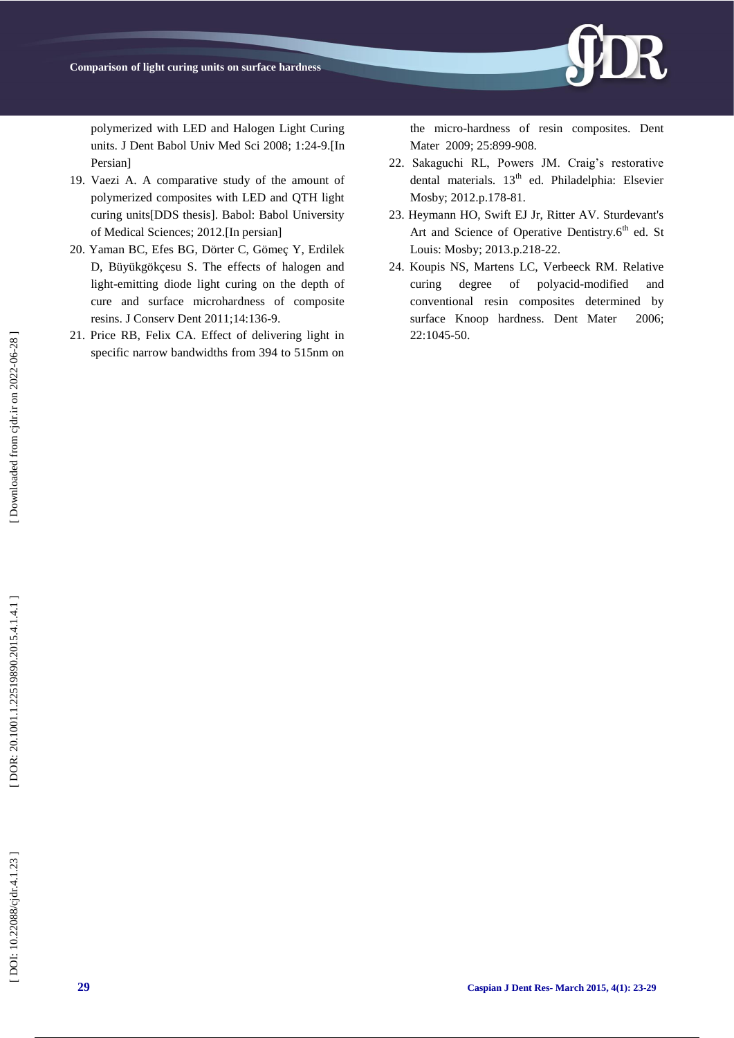polymerized with LED and Halogen Light Curing units. J Dent Babol Univ Med Sci 2008; 1:24-9.[In Persian]

19. Vaezi A. A comparative study of the amount of polymerized composites with LED and QTH light curing units[DDS thesis]. Babol: Babol University of Medical Sciences; 2012.[In persian]
20. Yaman BC, Efes BG, Dörter C, Gömeç Y, Erdilek D, Büyükgökçesu S. The effects of halogen and light-emitting diode light curing on the depth of cure and surface microhardness of composite resins. J Conserv Dent 2011;14:136-9.
21. Price RB, Felix CA. Effect of delivering light in specific narrow bandwidths from 394 to 515nm on the micro-hardness of resin composites. Dent Mater 2009; 25:899-908.
22. Sakaguchi RL, Powers JM. Craig's restorative dental materials. 13th ed. Philadelphia: Elsevier Mosby; 2012.p.178-81.
23. Heymann HO, Swift EJ Jr, Ritter AV. Sturdevant's Art and Science of Operative Dentistry.6th ed. St Louis: Mosby; 2013.p.218-22.
24. Koupis NS, Martens LC, Verbeeck RM. Relative curing degree of polyacid-modified and conventional resin composites determined by surface Knoop hardness. Dent Mater 2006; 22:1045-50.